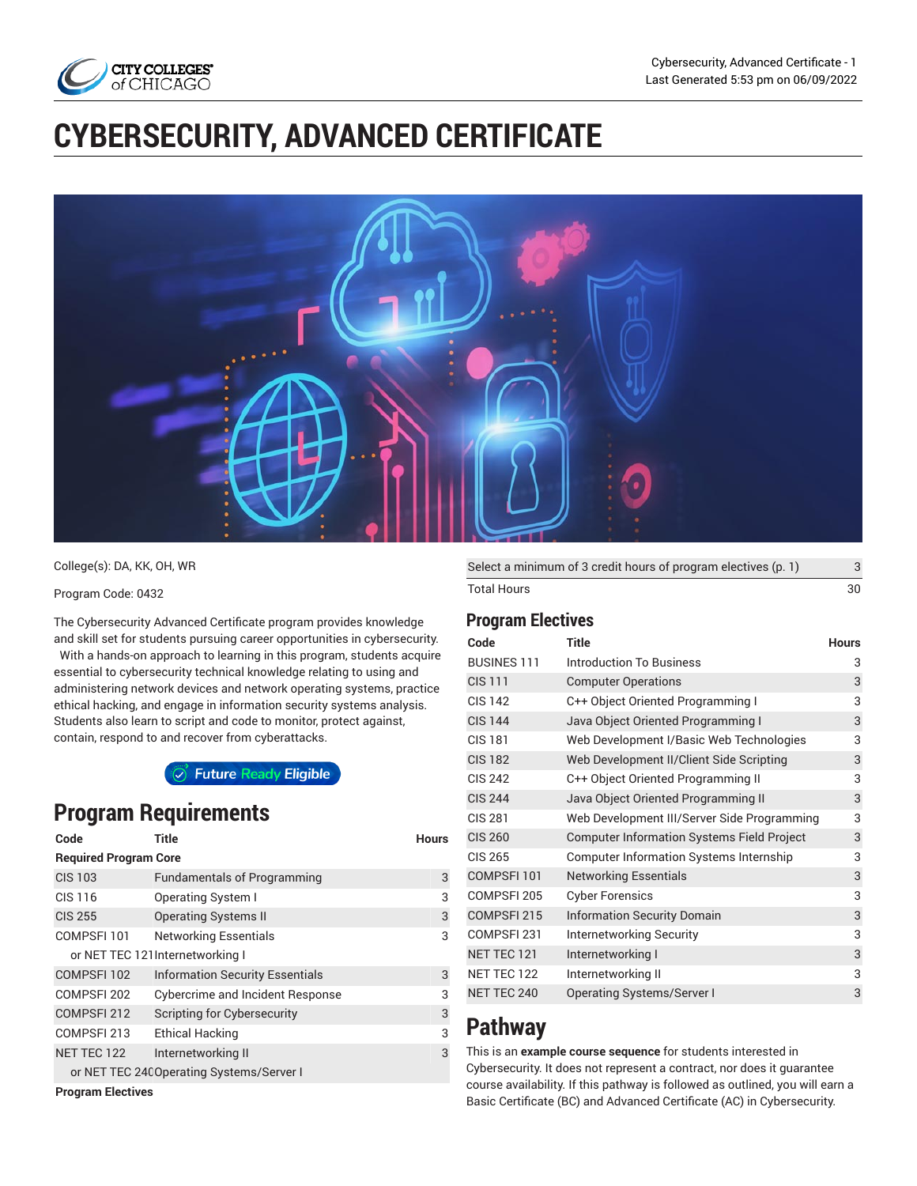# CYBERSECURITY, ADVANCED CERTIFICATE

College(s): DA, KK, OH, WR

Program Code: 0432

The Cybersecurity Advanced Certificate program provides knowledge and skill set for students pursuing career opportunities in cybersecurity. With a hands-on approach to learning in this program, students acquire essential to cybersecurity technical knowledge relating to using and administering network devices and network operating systems, practice ethical hacking, and engage in information security systems analysis. Students also learn to script and code to monitor, protect against, contain, respond to and recover from cyberattacks.

Future Ready Eligible

## Program Requirements

| Code | Title | Hours |
|---|---|---|
| **Required Program Core** | | |
| CIS 103 | Fundamentals of Programming | 3 |
| CIS 116 | Operating System I | 3 |
| CIS 255 | Operating Systems II | 3 |
| COMPSFI 101 | Networking Essentials | 3 |
| or NET TEC 121 | Internetworking I | |
| COMPSFI 102 | Information Security Essentials | 3 |
| COMPSFI 202 | Cybercrime and Incident Response | 3 |
| COMPSFI 212 | Scripting for Cybersecurity | 3 |
| COMPSFI 213 | Ethical Hacking | 3 |
| NET TEC 122 | Internetworking II | 3 |
| or NET TEC 240 | Operating Systems/Server I | |
| **Program Electives** | | |
| Select a minimum of 3 credit hours of program electives (p. 1) | | 3 |
| Total Hours | | 30 |

## Program Electives

| Code | Title | Hours |
|---|---|---|
| BUSINES 111 | Introduction To Business | 3 |
| CIS 111 | Computer Operations | 3 |
| CIS 142 | C++ Object Oriented Programming I | 3 |
| CIS 144 | Java Object Oriented Programming I | 3 |
| CIS 181 | Web Development I/Basic Web Technologies | 3 |
| CIS 182 | Web Development II/Client Side Scripting | 3 |
| CIS 242 | C++ Object Oriented Programming II | 3 |
| CIS 244 | Java Object Oriented Programming II | 3 |
| CIS 281 | Web Development III/Server Side Programming | 3 |
| CIS 260 | Computer Information Systems Field Project | 3 |
| CIS 265 | Computer Information Systems Internship | 3 |
| COMPSFI 101 | Networking Essentials | 3 |
| COMPSFI 205 | Cyber Forensics | 3 |
| COMPSFI 215 | Information Security Domain | 3 |
| COMPSFI 231 | Internetworking Security | 3 |
| NET TEC 121 | Internetworking I | 3 |
| NET TEC 122 | Internetworking II | 3 |
| NET TEC 240 | Operating Systems/Server I | 3 |

## Pathway

This is an **example course sequence** for students interested in Cybersecurity. It does not represent a contract, nor does it guarantee course availability. If this pathway is followed as outlined, you will earn a Basic Certificate (BC) and Advanced Certificate (AC) in Cybersecurity.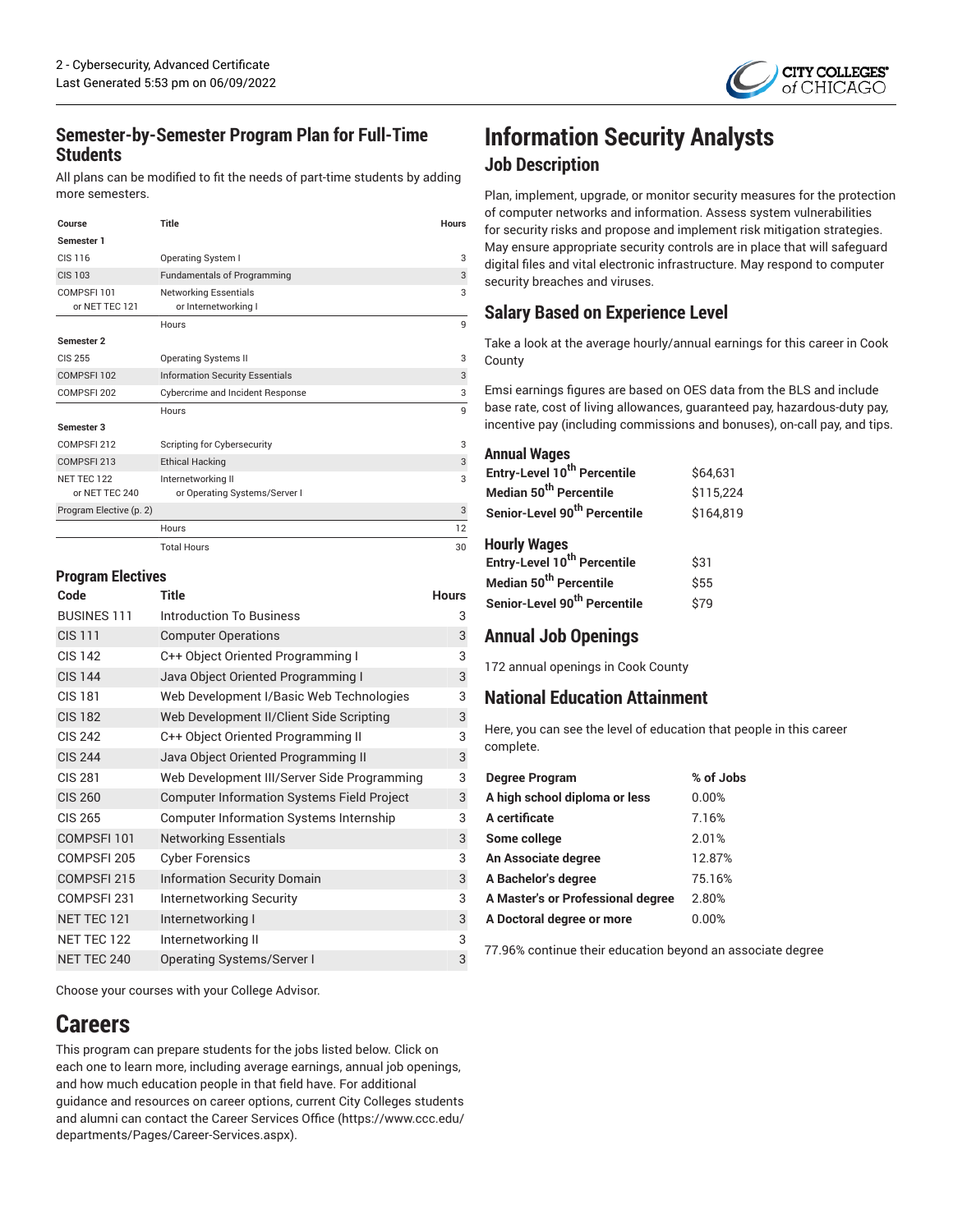## Semester-by-Semester Program Plan for Full-Time Students

All plans can be modified to fit the needs of part-time students by adding more semesters.

| Course | Title | Hours |
| --- | --- | --- |
| **Semester 1** | | |
| CIS 116 | Operating System I | 3 |
| CIS 103 | Fundamentals of Programming | 3 |
| COMPSFI 101 or NET TEC 121 | Networking Essentials or Internetworking I | 3 |
| | Hours | 9 |
| **Semester 2** | | |
| CIS 255 | Operating Systems II | 3 |
| COMPSFI 102 | Information Security Essentials | 3 |
| COMPSFI 202 | Cybercrime and Incident Response | 3 |
| | Hours | 9 |
| **Semester 3** | | |
| COMPSFI 212 | Scripting for Cybersecurity | 3 |
| COMPSFI 213 | Ethical Hacking | 3 |
| NET TEC 122 or NET TEC 240 | Internetworking II or Operating Systems/Server I | 3 |
| Program Elective (p. 2) | | 3 |
| | Hours | 12 |
| | Total Hours | 30 |

## Program Electives

| Code | Title | Hours |
| --- | --- | --- |
| BUSINES 111 | Introduction To Business | 3 |
| CIS 111 | Computer Operations | 3 |
| CIS 142 | C++ Object Oriented Programming I | 3 |
| CIS 144 | Java Object Oriented Programming I | 3 |
| CIS 181 | Web Development I/Basic Web Technologies | 3 |
| CIS 182 | Web Development II/Client Side Scripting | 3 |
| CIS 242 | C++ Object Oriented Programming II | 3 |
| CIS 244 | Java Object Oriented Programming II | 3 |
| CIS 281 | Web Development III/Server Side Programming | 3 |
| CIS 260 | Computer Information Systems Field Project | 3 |
| CIS 265 | Computer Information Systems Internship | 3 |
| COMPSFI 101 | Networking Essentials | 3 |
| COMPSFI 205 | Cyber Forensics | 3 |
| COMPSFI 215 | Information Security Domain | 3 |
| COMPSFI 231 | Internetworking Security | 3 |
| NET TEC 121 | Internetworking I | 3 |
| NET TEC 122 | Internetworking II | 3 |
| NET TEC 240 | Operating Systems/Server I | 3 |

Choose your courses with your College Advisor.

# Careers

This program can prepare students for the jobs listed below. Click on each one to learn more, including average earnings, annual job openings, and how much education people in that field have. For additional guidance and resources on career options, current City Colleges students and alumni can contact the Career Services Office (https://www.ccc.edu/departments/Pages/Career-Services.aspx).

# Information Security Analysts

## Job Description

Plan, implement, upgrade, or monitor security measures for the protection of computer networks and information. Assess system vulnerabilities for security risks and propose and implement risk mitigation strategies. May ensure appropriate security controls are in place that will safeguard digital files and vital electronic infrastructure. May respond to computer security breaches and viruses.

## Salary Based on Experience Level

Take a look at the average hourly/annual earnings for this career in Cook County

Emsi earnings figures are based on OES data from the BLS and include base rate, cost of living allowances, guaranteed pay, hazardous-duty pay, incentive pay (including commissions and bonuses), on-call pay, and tips.

### Annual Wages

| | |
| --- | --- |
| **Entry-Level 10th Percentile** | $64,631 |
| **Median 50th Percentile** | $115,224 |
| **Senior-Level 90th Percentile** | $164,819 |

### Hourly Wages

| | |
| --- | --- |
| **Entry-Level 10th Percentile** | $31 |
| **Median 50th Percentile** | $55 |
| **Senior-Level 90th Percentile** | $79 |

## Annual Job Openings

172 annual openings in Cook County

## National Education Attainment

Here, you can see the level of education that people in this career complete.

| Degree Program | % of Jobs |
| --- | --- |
| **A high school diploma or less** | 0.00% |
| **A certificate** | 7.16% |
| **Some college** | 2.01% |
| **An Associate degree** | 12.87% |
| **A Bachelor's degree** | 75.16% |
| **A Master's or Professional degree** | 2.80% |
| **A Doctoral degree or more** | 0.00% |

77.96% continue their education beyond an associate degree